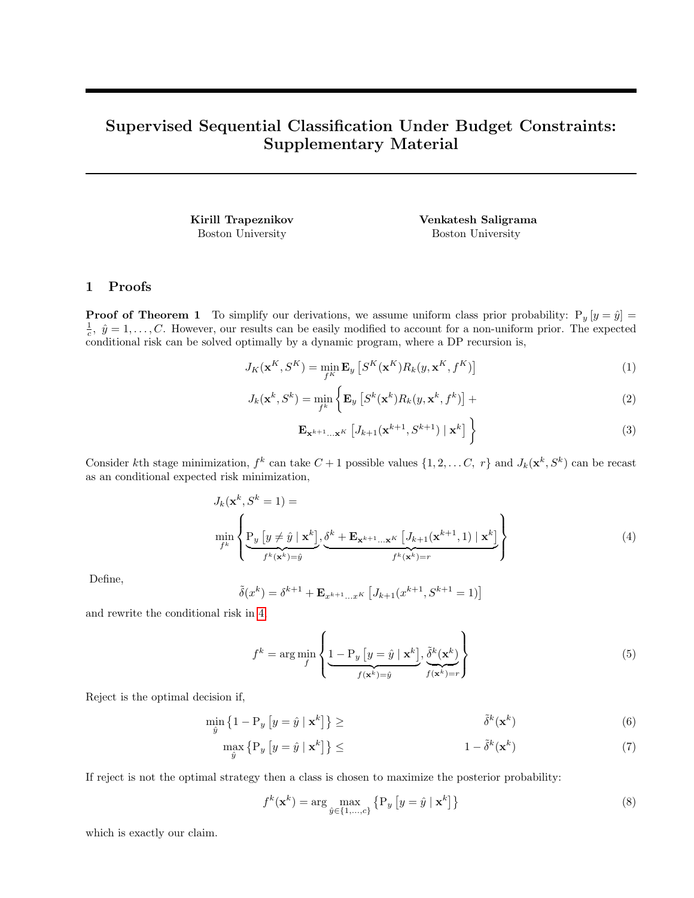# Supervised Sequential Classification Under Budget Constraints: Supplementary Material

**Kirill Trapeznikov**
Boston University

**Venkatesh Saligrama**
Boston University

## 1 Proofs

**Proof of Theorem 1** To simplify our derivations, we assume uniform class prior probability: $\mathrm{P}_y\left[y = \hat{y}\right] = \frac{1}{c},\ \hat{y} = 1, \ldots, C$. However, our results can be easily modified to account for a non-uniform prior. The expected conditional risk can be solved optimally by a dynamic program, where a DP recursion is,

$$J_K(\mathbf{x}^K, S^K) = \min_{f^K} \mathbf{E}_y\left[S^K(\mathbf{x}^K) R_k(y, \mathbf{x}^K, f^K)\right] \tag{1}$$

$$J_k(\mathbf{x}^k, S^k) = \min_{f^k} \Big\{ \mathbf{E}_y\left[S^k(\mathbf{x}^k) R_k(y, \mathbf{x}^k, f^k)\right] + \tag{2}$$

$$\mathbf{E}_{\mathbf{x}^{k+1} \ldots \mathbf{x}^K}\left[J_{k+1}(\mathbf{x}^{k+1}, S^{k+1}) \mid \mathbf{x}^k\right] \Big\} \tag{3}$$

Consider $k$th stage minimization, $f^k$ can take $C+1$ possible values $\{1, 2, \ldots C,\ r\}$ and $J_k(\mathbf{x}^k, S^k)$ can be recast as an conditional expected risk minimization,

$$J_k(\mathbf{x}^k, S^k = 1) =$$

$$\min_{f^k} \Bigg\{ \underbrace{\mathrm{P}_y\left[y \neq \hat{y} \mid \mathbf{x}^k\right]}_{f^k(\mathbf{x}^k) = \hat{y}}, \underbrace{\delta^k + \mathbf{E}_{\mathbf{x}^{k+1} \ldots \mathbf{x}^K}\left[J_{k+1}(\mathbf{x}^{k+1}, 1) \mid \mathbf{x}^k\right]}_{f^k(\mathbf{x}^k) = r} \Bigg\} \tag{4}$$

Define,

$$\tilde{\delta}(x^k) = \delta^{k+1} + \mathbf{E}_{x^{k+1} \ldots x^K}\left[J_{k+1}(x^{k+1}, S^{k+1} = 1)\right]$$

and rewrite the conditional risk in 4

$$f^k = \arg\min_f \Bigg\{ \underbrace{1 - \mathrm{P}_y\left[y = \hat{y} \mid \mathbf{x}^k\right]}_{f(\mathbf{x}^k) = \hat{y}}, \underbrace{\tilde{\delta}^k(\mathbf{x}^k)}_{f(\mathbf{x}^k) = r} \Bigg\} \tag{5}$$

Reject is the optimal decision if,

$$\min_{\hat{y}} \left\{1 - \mathrm{P}_y\left[y = \hat{y} \mid \mathbf{x}^k\right]\right\} \geq \qquad \tilde{\delta}^k(\mathbf{x}^k) \tag{6}$$

$$\max_{\hat{y}} \left\{\mathrm{P}_y\left[y = \hat{y} \mid \mathbf{x}^k\right]\right\} \leq \qquad 1 - \tilde{\delta}^k(\mathbf{x}^k) \tag{7}$$

If reject is not the optimal strategy then a class is chosen to maximize the posterior probability:

$$f^k(\mathbf{x}^k) = \arg\max_{\hat{y} \in \{1, \ldots, c\}} \left\{\mathrm{P}_y\left[y = \hat{y} \mid \mathbf{x}^k\right]\right\} \tag{8}$$

which is exactly our claim.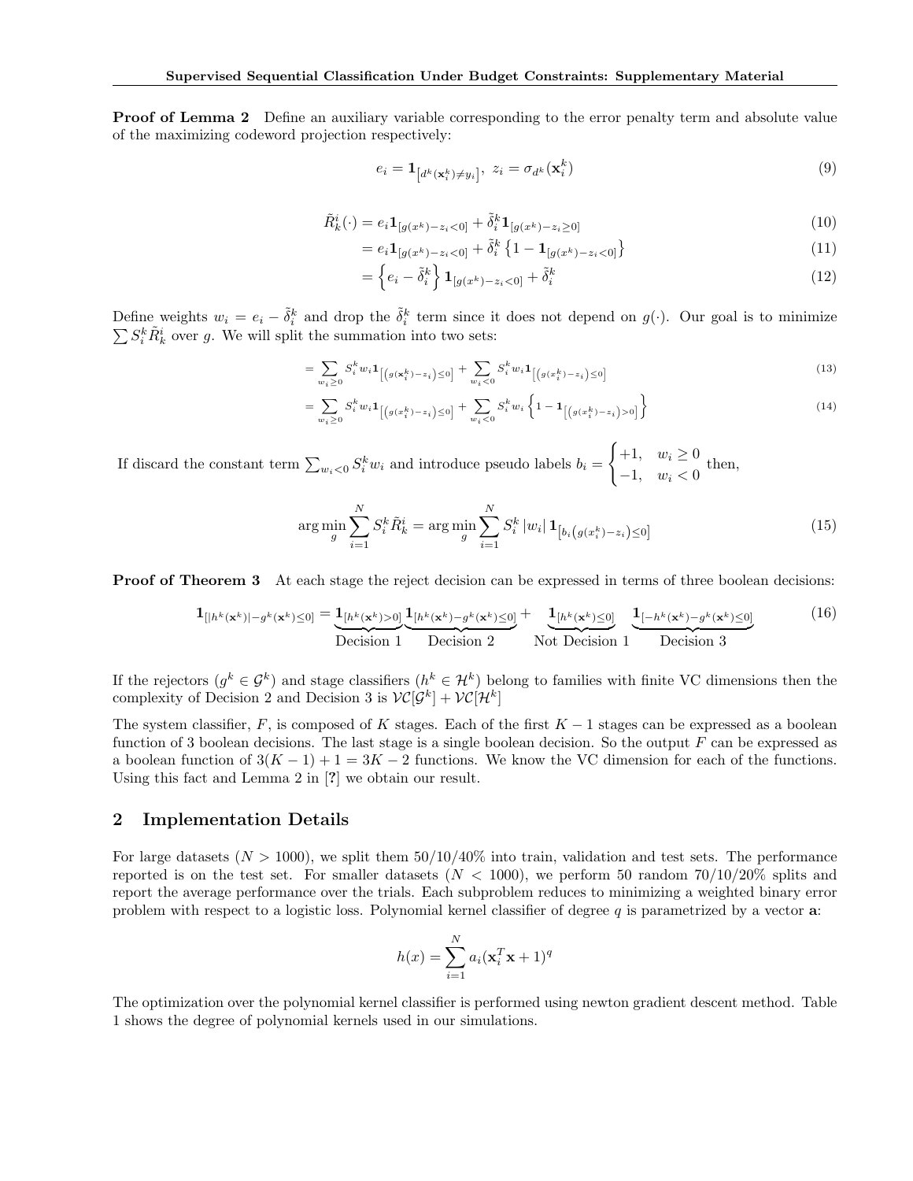**Proof of Lemma 2** Define an auxiliary variable corresponding to the error penalty term and absolute value of the maximizing codeword projection respectively:

$$e_i = \mathbf{1}_{\left[d^k(\mathbf{x}_i^k) \neq y_i\right]}, \; z_i = \sigma_{d^k}(\mathbf{x}_i^k) \tag{9}$$

$$\tilde{R}_k^i(\cdot) = e_i \mathbf{1}_{[g(x^k) - z_i < 0]} + \tilde{\delta}_i^k \mathbf{1}_{[g(x^k) - z_i \geq 0]} \tag{10}$$

$$= e_i \mathbf{1}_{[g(x^k) - z_i < 0]} + \tilde{\delta}_i^k \left\{1 - \mathbf{1}_{[g(x^k) - z_i < 0]}\right\} \tag{11}$$

$$= \left\{e_i - \tilde{\delta}_i^k\right\} \mathbf{1}_{[g(x^k) - z_i < 0]} + \tilde{\delta}_i^k \tag{12}$$

Define weights $w_i = e_i - \tilde{\delta}_i^k$ and drop the $\tilde{\delta}_i^k$ term since it does not depend on $g(\cdot)$. Our goal is to minimize $\sum S_i^k \tilde{R}_k^i$ over $g$. We will split the summation into two sets:

$$= \sum_{w_i \geq 0} S_i^k w_i \mathbf{1}_{\left[\left(g(\mathbf{x}_i^k) - z_i\right) \leq 0\right]} + \sum_{w_i < 0} S_i^k w_i \mathbf{1}_{\left[\left(g(x_i^k) - z_i\right) \leq 0\right]} \tag{13}$$

$$= \sum_{w_i \geq 0} S_i^k w_i \mathbf{1}_{\left[\left(g(x_i^k) - z_i\right) \leq 0\right]} + \sum_{w_i < 0} S_i^k w_i \left\{1 - \mathbf{1}_{\left[\left(g(x_i^k) - z_i\right) > 0\right]}\right\} \tag{14}$$

If discard the constant term $\sum_{w_i < 0} S_i^k w_i$ and introduce pseudo labels $b_i = \begin{cases} +1, & w_i \geq 0 \\ -1, & w_i < 0 \end{cases}$ then,

$$\arg\min_g \sum_{i=1}^N S_i^k \tilde{R}_k^i = \arg\min_g \sum_{i=1}^N S_i^k \left|w_i\right| \mathbf{1}_{\left[b_i\left(g(x_i^k) - z_i\right) \leq 0\right]} \tag{15}$$

**Proof of Theorem 3** At each stage the reject decision can be expressed in terms of three boolean decisions:

$$\mathbf{1}_{[|h^k(\mathbf{x}^k)| - g^k(\mathbf{x}^k) \leq 0]} = \underbrace{\mathbf{1}_{[h^k(\mathbf{x}^k) > 0]}}_{\text{Decision 1}} \underbrace{\mathbf{1}_{[h^k(\mathbf{x}^k) - g^k(\mathbf{x}^k) \leq 0]}}_{\text{Decision 2}} + \underbrace{\mathbf{1}_{[h^k(\mathbf{x}^k) \leq 0]}}_{\text{Not Decision 1}} \underbrace{\mathbf{1}_{[-h^k(\mathbf{x}^k) - g^k(\mathbf{x}^k) \leq 0]}}_{\text{Decision 3}} \tag{16}$$

If the rejectors ($g^k \in \mathcal{G}^k$) and stage classifiers ($h^k \in \mathcal{H}^k$) belong to families with finite VC dimensions then the complexity of Decision 2 and Decision 3 is $\mathcal{VC}[\mathcal{G}^k] + \mathcal{VC}[\mathcal{H}^k]$

The system classifier, $F$, is composed of $K$ stages. Each of the first $K-1$ stages can be expressed as a boolean function of 3 boolean decisions. The last stage is a single boolean decision. So the output $F$ can be expressed as a boolean function of $3(K-1) + 1 = 3K - 2$ functions. We know the VC dimension for each of the functions. Using this fact and Lemma 2 in [?] we obtain our result.

## 2 Implementation Details

For large datasets ($N > 1000$), we split them 50/10/40% into train, validation and test sets. The performance reported is on the test set. For smaller datasets ($N < 1000$), we perform 50 random 70/10/20% splits and report the average performance over the trials. Each subproblem reduces to minimizing a weighted binary error problem with respect to a logistic loss. Polynomial kernel classifier of degree $q$ is parametrized by a vector $\mathbf{a}$:

$$h(x) = \sum_{i=1}^N a_i (\mathbf{x}_i^T \mathbf{x} + 1)^q$$

The optimization over the polynomial kernel classifier is performed using newton gradient descent method. Table 1 shows the degree of polynomial kernels used in our simulations.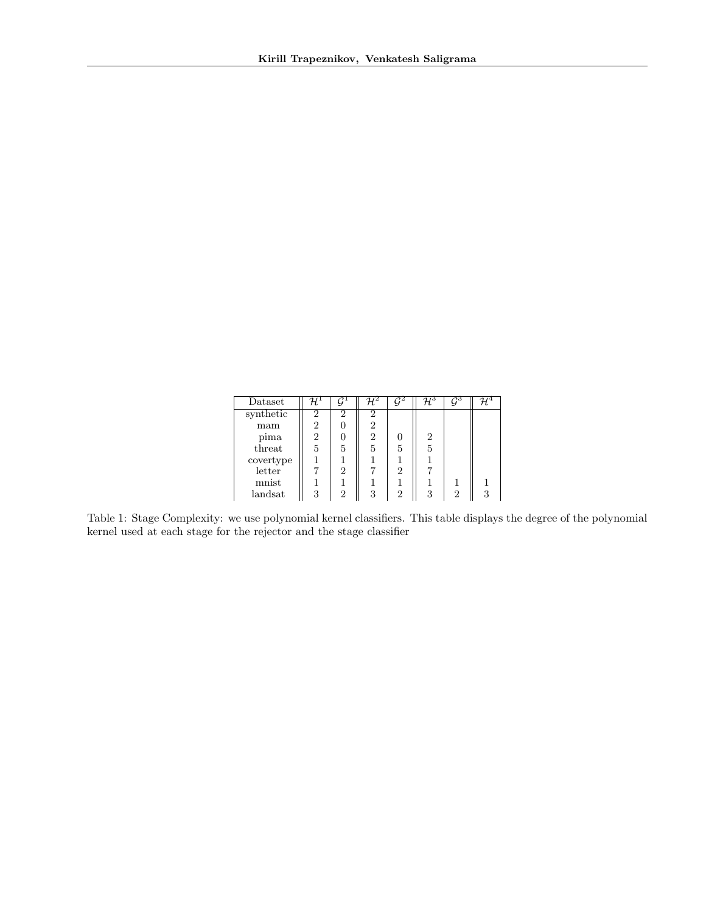| Dataset | $\mathcal{H}^1$ | $\mathcal{G}^1$ | $\mathcal{H}^2$ | $\mathcal{G}^2$ | $\mathcal{H}^3$ | $\mathcal{G}^3$ | $\mathcal{H}^4$ |
|---|---|---|---|---|---|---|---|
| synthetic | 2 | 2 | 2 | | | | |
| mam | 2 | 0 | 2 | | | | |
| pima | 2 | 0 | 2 | 0 | 2 | | |
| threat | 5 | 5 | 5 | 5 | 5 | | |
| covertype | 1 | 1 | 1 | 1 | 1 | | |
| letter | 7 | 2 | 7 | 2 | 7 | | |
| mnist | 1 | 1 | 1 | 1 | 1 | 1 | 1 |
| landsat | 3 | 2 | 3 | 2 | 3 | 2 | 3 |

Table 1: Stage Complexity: we use polynomial kernel classifiers. This table displays the degree of the polynomial kernel used at each stage for the rejector and the stage classifier